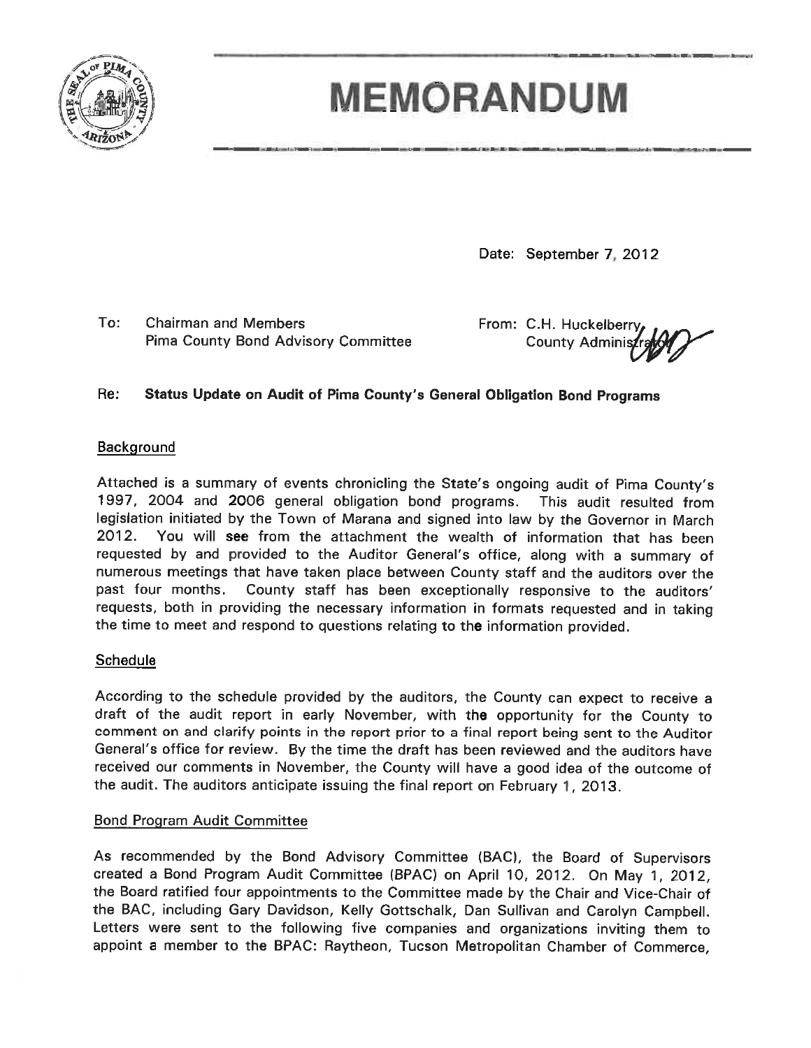# MEMORANDUM

Date: September 7, 2012

To: Chairman and Members
Pima County Bond Advisory Committee

From: C.H. Huckelberry,
County Administrator

Re: **Status Update on Audit of Pima County's General Obligation Bond Programs**

## Background

Attached is a summary of events chronicling the State's ongoing audit of Pima County's 1997, 2004 and 2006 general obligation bond programs. This audit resulted from legislation initiated by the Town of Marana and signed into law by the Governor in March 2012. You will see from the attachment the wealth of information that has been requested by and provided to the Auditor General's office, along with a summary of numerous meetings that have taken place between County staff and the auditors over the past four months. County staff has been exceptionally responsive to the auditors' requests, both in providing the necessary information in formats requested and in taking the time to meet and respond to questions relating to the information provided.

## Schedule

According to the schedule provided by the auditors, the County can expect to receive a draft of the audit report in early November, with the opportunity for the County to comment on and clarify points in the report prior to a final report being sent to the Auditor General's office for review. By the time the draft has been reviewed and the auditors have received our comments in November, the County will have a good idea of the outcome of the audit. The auditors anticipate issuing the final report on February 1, 2013.

## Bond Program Audit Committee

As recommended by the Bond Advisory Committee (BAC), the Board of Supervisors created a Bond Program Audit Committee (BPAC) on April 10, 2012. On May 1, 2012, the Board ratified four appointments to the Committee made by the Chair and Vice-Chair of the BAC, including Gary Davidson, Kelly Gottschalk, Dan Sullivan and Carolyn Campbell. Letters were sent to the following five companies and organizations inviting them to appoint a member to the BPAC: Raytheon, Tucson Metropolitan Chamber of Commerce,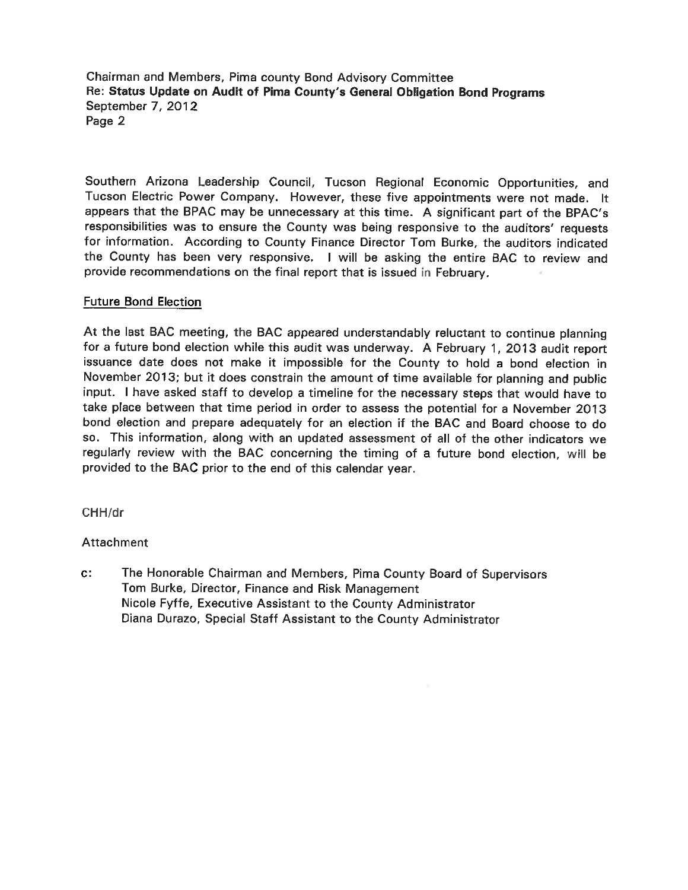Southern Arizona Leadership Council, Tucson Regional Economic Opportunities, and Tucson Electric Power Company. However, these five appointments were not made. It appears that the BPAC may be unnecessary at this time. A significant part of the BPAC's responsibilities was to ensure the County was being responsive to the auditors' requests for information. According to County Finance Director Tom Burke, the auditors indicated the County has been very responsive. I will be asking the entire BAC to review and provide recommendations on the final report that is issued in February.

## Future Bond Election

At the last BAC meeting, the BAC appeared understandably reluctant to continue planning for a future bond election while this audit was underway. A February 1, 2013 audit report issuance date does not make it impossible for the County to hold a bond election in November 2013; but it does constrain the amount of time available for planning and public input. I have asked staff to develop a timeline for the necessary steps that would have to take place between that time period in order to assess the potential for a November 2013 bond election and prepare adequately for an election if the BAC and Board choose to do so. This information, along with an updated assessment of all of the other indicators we regularly review with the BAC concerning the timing of a future bond election, will be provided to the BAC prior to the end of this calendar year.

CHH/dr

Attachment

c: The Honorable Chairman and Members, Pima County Board of Supervisors
Tom Burke, Director, Finance and Risk Management
Nicole Fyffe, Executive Assistant to the County Administrator
Diana Durazo, Special Staff Assistant to the County Administrator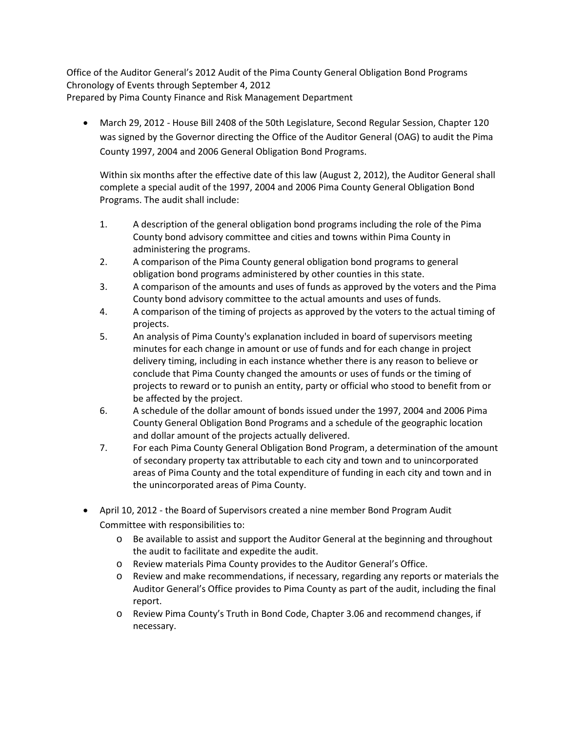Office of the Auditor General's 2012 Audit of the Pima County General Obligation Bond Programs
Chronology of Events through September 4, 2012
Prepared by Pima County Finance and Risk Management Department

- March 29, 2012 - House Bill 2408 of the 50th Legislature, Second Regular Session, Chapter 120 was signed by the Governor directing the Office of the Auditor General (OAG) to audit the Pima County 1997, 2004 and 2006 General Obligation Bond Programs.

  Within six months after the effective date of this law (August 2, 2012), the Auditor General shall complete a special audit of the 1997, 2004 and 2006 Pima County General Obligation Bond Programs. The audit shall include:

  1. A description of the general obligation bond programs including the role of the Pima County bond advisory committee and cities and towns within Pima County in administering the programs.
  2. A comparison of the Pima County general obligation bond programs to general obligation bond programs administered by other counties in this state.
  3. A comparison of the amounts and uses of funds as approved by the voters and the Pima County bond advisory committee to the actual amounts and uses of funds.
  4. A comparison of the timing of projects as approved by the voters to the actual timing of projects.
  5. An analysis of Pima County's explanation included in board of supervisors meeting minutes for each change in amount or use of funds and for each change in project delivery timing, including in each instance whether there is any reason to believe or conclude that Pima County changed the amounts or uses of funds or the timing of projects to reward or to punish an entity, party or official who stood to benefit from or be affected by the project.
  6. A schedule of the dollar amount of bonds issued under the 1997, 2004 and 2006 Pima County General Obligation Bond Programs and a schedule of the geographic location and dollar amount of the projects actually delivered.
  7. For each Pima County General Obligation Bond Program, a determination of the amount of secondary property tax attributable to each city and town and to unincorporated areas of Pima County and the total expenditure of funding in each city and town and in the unincorporated areas of Pima County.

- April 10, 2012 - the Board of Supervisors created a nine member Bond Program Audit Committee with responsibilities to:
  - Be available to assist and support the Auditor General at the beginning and throughout the audit to facilitate and expedite the audit.
  - Review materials Pima County provides to the Auditor General's Office.
  - Review and make recommendations, if necessary, regarding any reports or materials the Auditor General's Office provides to Pima County as part of the audit, including the final report.
  - Review Pima County's Truth in Bond Code, Chapter 3.06 and recommend changes, if necessary.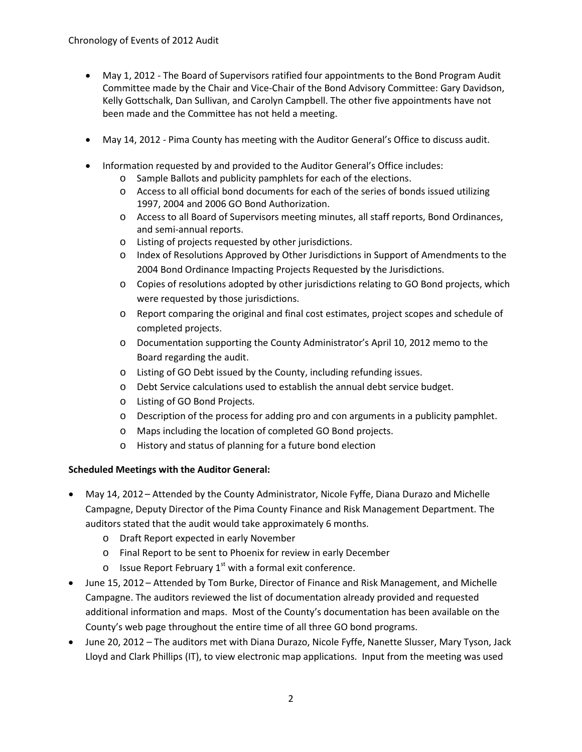- May 1, 2012 - The Board of Supervisors ratified four appointments to the Bond Program Audit Committee made by the Chair and Vice-Chair of the Bond Advisory Committee: Gary Davidson, Kelly Gottschalk, Dan Sullivan, and Carolyn Campbell. The other five appointments have not been made and the Committee has not held a meeting.

- May 14, 2012 - Pima County has meeting with the Auditor General's Office to discuss audit.

- Information requested by and provided to the Auditor General's Office includes:
  - Sample Ballots and publicity pamphlets for each of the elections.
  - Access to all official bond documents for each of the series of bonds issued utilizing 1997, 2004 and 2006 GO Bond Authorization.
  - Access to all Board of Supervisors meeting minutes, all staff reports, Bond Ordinances, and semi-annual reports.
  - Listing of projects requested by other jurisdictions.
  - Index of Resolutions Approved by Other Jurisdictions in Support of Amendments to the 2004 Bond Ordinance Impacting Projects Requested by the Jurisdictions.
  - Copies of resolutions adopted by other jurisdictions relating to GO Bond projects, which were requested by those jurisdictions.
  - Report comparing the original and final cost estimates, project scopes and schedule of completed projects.
  - Documentation supporting the County Administrator's April 10, 2012 memo to the Board regarding the audit.
  - Listing of GO Debt issued by the County, including refunding issues.
  - Debt Service calculations used to establish the annual debt service budget.
  - Listing of GO Bond Projects.
  - Description of the process for adding pro and con arguments in a publicity pamphlet.
  - Maps including the location of completed GO Bond projects.
  - History and status of planning for a future bond election

**Scheduled Meetings with the Auditor General:**

- May 14, 2012 – Attended by the County Administrator, Nicole Fyffe, Diana Durazo and Michelle Campagne, Deputy Director of the Pima County Finance and Risk Management Department. The auditors stated that the audit would take approximately 6 months.
  - Draft Report expected in early November
  - Final Report to be sent to Phoenix for review in early December
  - Issue Report February 1st with a formal exit conference.
- June 15, 2012 – Attended by Tom Burke, Director of Finance and Risk Management, and Michelle Campagne. The auditors reviewed the list of documentation already provided and requested additional information and maps. Most of the County's documentation has been available on the County's web page throughout the entire time of all three GO bond programs.
- June 20, 2012 – The auditors met with Diana Durazo, Nicole Fyffe, Nanette Slusser, Mary Tyson, Jack Lloyd and Clark Phillips (IT), to view electronic map applications. Input from the meeting was used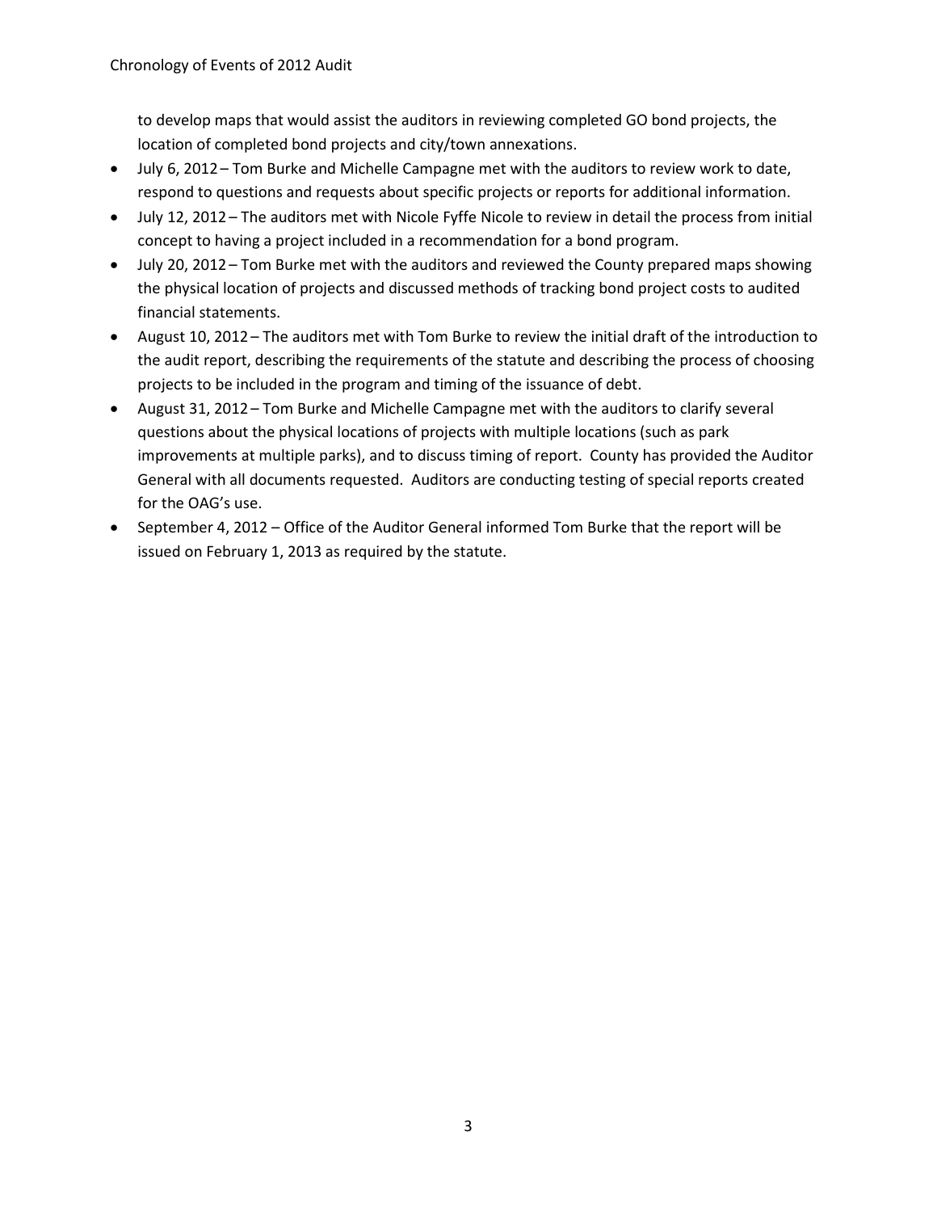to develop maps that would assist the auditors in reviewing completed GO bond projects, the location of completed bond projects and city/town annexations.

- July 6, 2012 – Tom Burke and Michelle Campagne met with the auditors to review work to date, respond to questions and requests about specific projects or reports for additional information.
- July 12, 2012 – The auditors met with Nicole Fyffe Nicole to review in detail the process from initial concept to having a project included in a recommendation for a bond program.
- July 20, 2012 – Tom Burke met with the auditors and reviewed the County prepared maps showing the physical location of projects and discussed methods of tracking bond project costs to audited financial statements.
- August 10, 2012 – The auditors met with Tom Burke to review the initial draft of the introduction to the audit report, describing the requirements of the statute and describing the process of choosing projects to be included in the program and timing of the issuance of debt.
- August 31, 2012 – Tom Burke and Michelle Campagne met with the auditors to clarify several questions about the physical locations of projects with multiple locations (such as park improvements at multiple parks), and to discuss timing of report. County has provided the Auditor General with all documents requested. Auditors are conducting testing of special reports created for the OAG's use.
- September 4, 2012 – Office of the Auditor General informed Tom Burke that the report will be issued on February 1, 2013 as required by the statute.